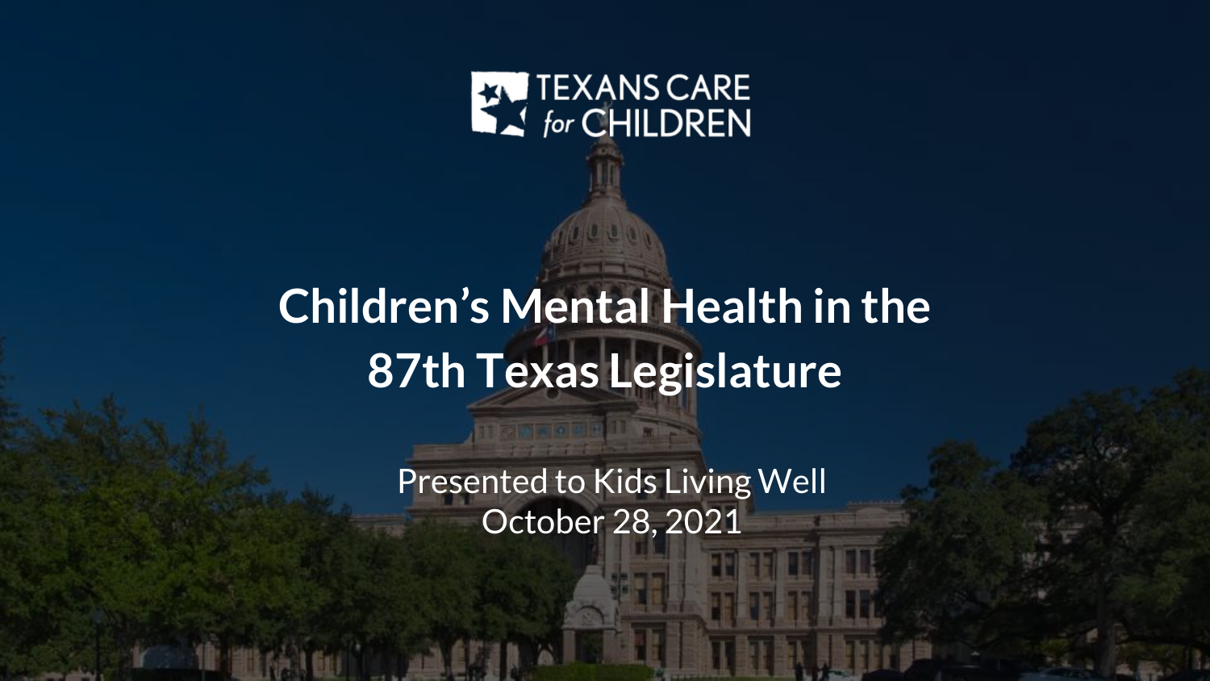TEXANS CARE *for* CHILDREN

# Children's Mental Health in the 87th Texas Legislature

Presented to Kids Living Well
October 28, 2021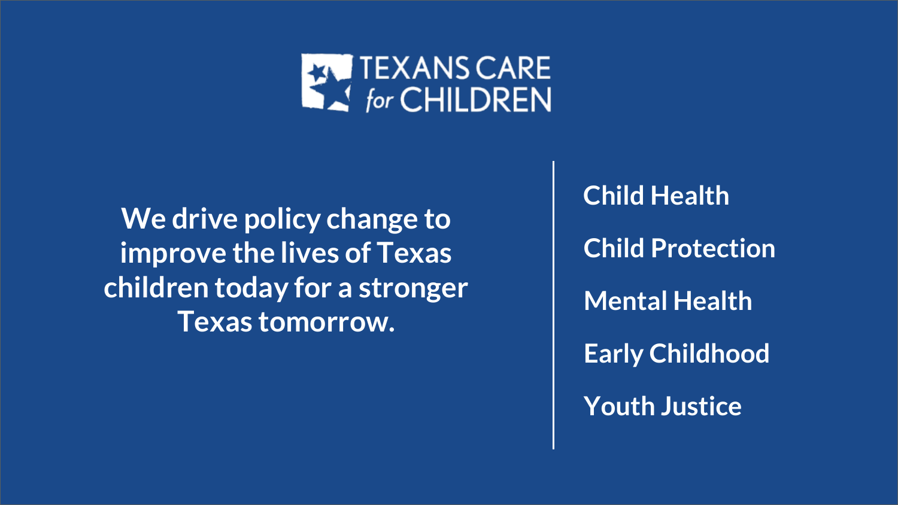# TEXANS CARE for CHILDREN

**We drive policy change to improve the lives of Texas children today for a stronger Texas tomorrow.**

- **Child Health**
- **Child Protection**
- **Mental Health**
- **Early Childhood**
- **Youth Justice**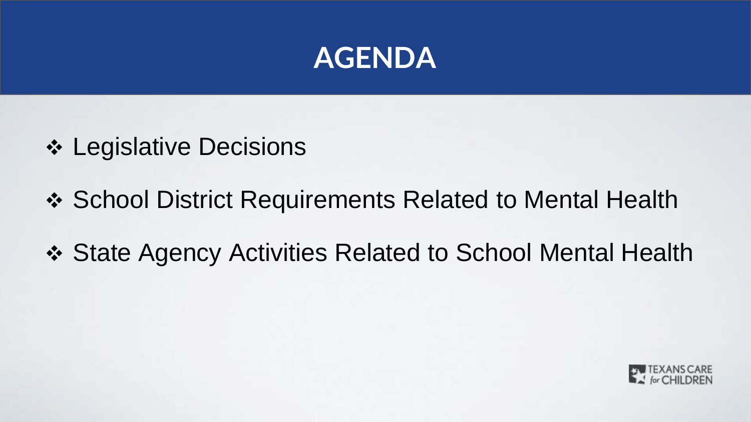# AGENDA

- Legislative Decisions
- School District Requirements Related to Mental Health
- State Agency Activities Related to School Mental Health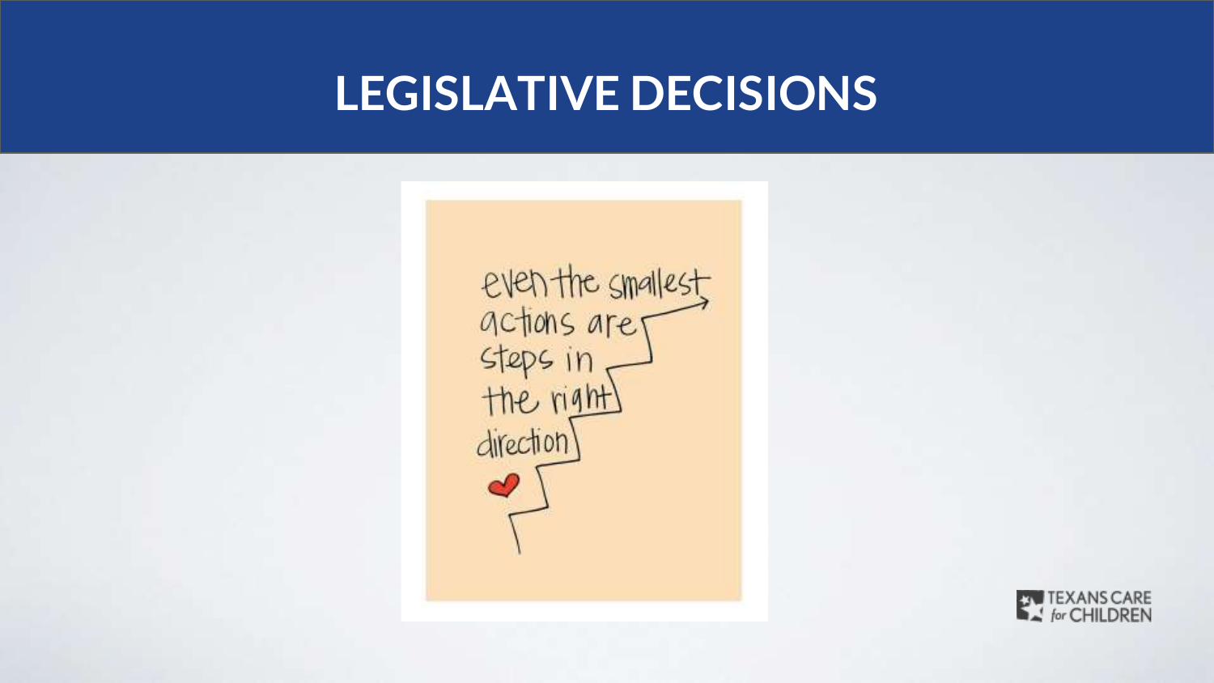# LEGISLATIVE DECISIONS

even the smallest actions are steps in the right direction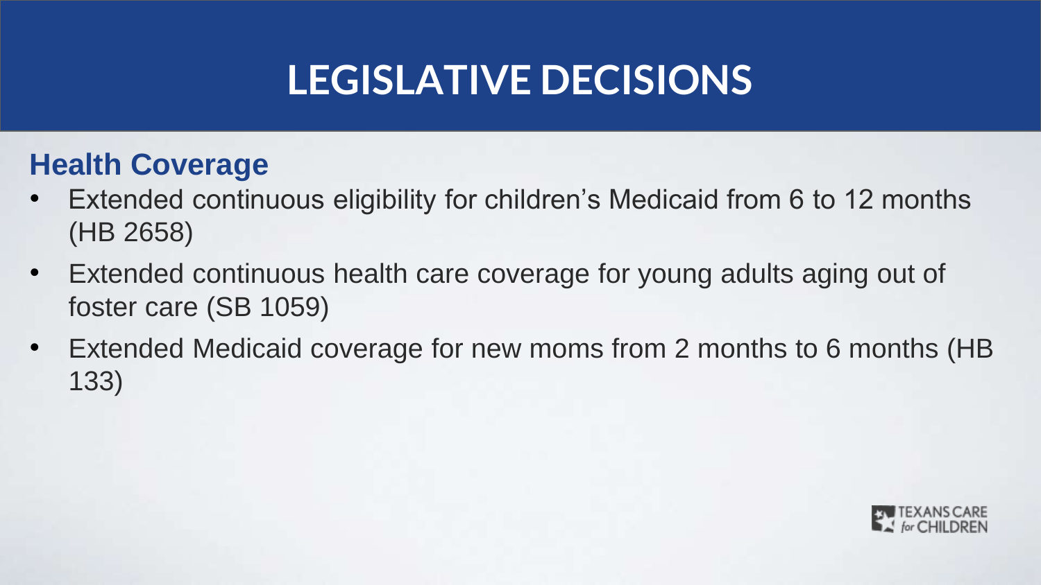# LEGISLATIVE DECISIONS

## Health Coverage

- Extended continuous eligibility for children's Medicaid from 6 to 12 months (HB 2658)
- Extended continuous health care coverage for young adults aging out of foster care (SB 1059)
- Extended Medicaid coverage for new moms from 2 months to 6 months (HB 133)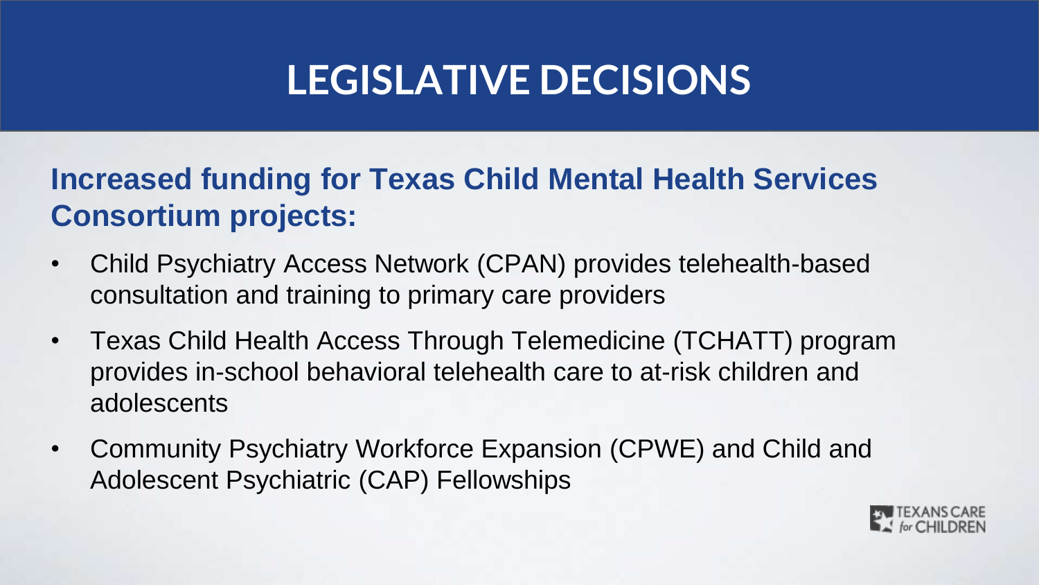# LEGISLATIVE DECISIONS

## Increased funding for Texas Child Mental Health Services Consortium projects:

- Child Psychiatry Access Network (CPAN) provides telehealth-based consultation and training to primary care providers
- Texas Child Health Access Through Telemedicine (TCHATT) program provides in-school behavioral telehealth care to at-risk children and adolescents
- Community Psychiatry Workforce Expansion (CPWE) and Child and Adolescent Psychiatric (CAP) Fellowships

TEXANS CARE for CHILDREN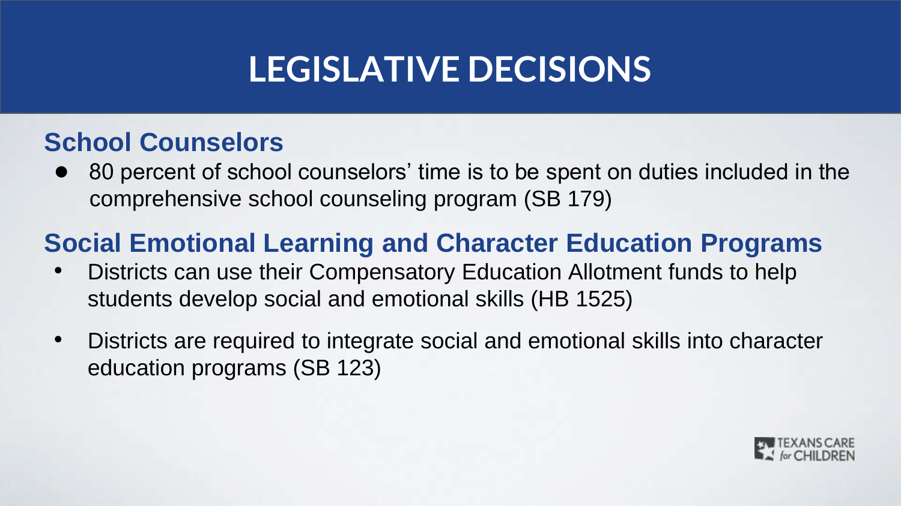# LEGISLATIVE DECISIONS

## School Counselors

- 80 percent of school counselors' time is to be spent on duties included in the comprehensive school counseling program (SB 179)

## Social Emotional Learning and Character Education Programs

- Districts can use their Compensatory Education Allotment funds to help students develop social and emotional skills (HB 1525)
- Districts are required to integrate social and emotional skills into character education programs (SB 123)

TEXANS CARE for CHILDREN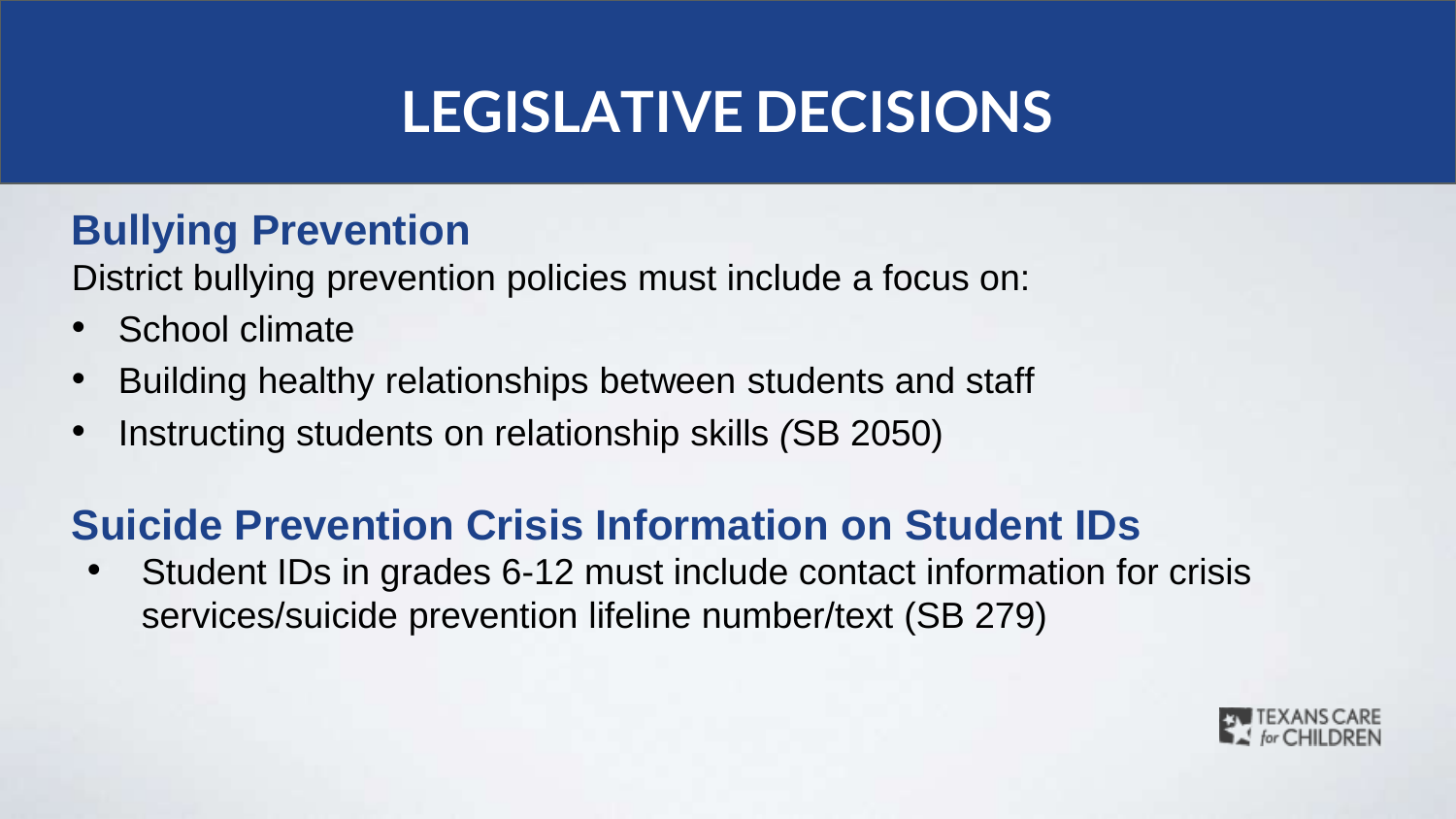# LEGISLATIVE DECISIONS

## Bullying Prevention

District bullying prevention policies must include a focus on:

- School climate
- Building healthy relationships between students and staff
- Instructing students on relationship skills (SB 2050)

## Suicide Prevention Crisis Information on Student IDs

- Student IDs in grades 6-12 must include contact information for crisis services/suicide prevention lifeline number/text (SB 279)

TEXANS CARE for CHILDREN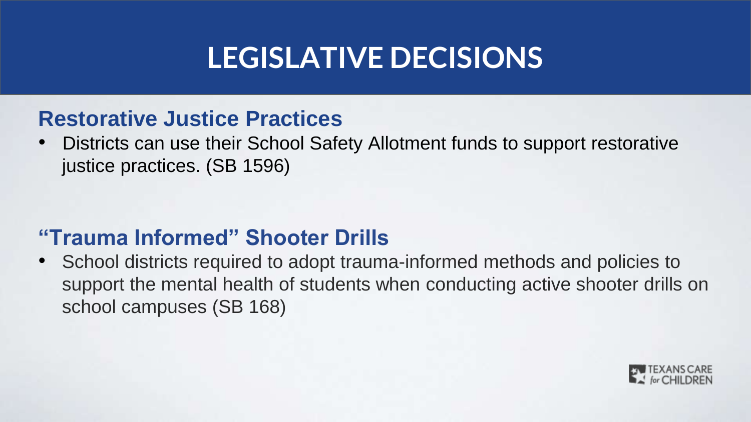# LEGISLATIVE DECISIONS

## Restorative Justice Practices

- Districts can use their School Safety Allotment funds to support restorative justice practices. (SB 1596)

## "Trauma Informed" Shooter Drills

- School districts required to adopt trauma-informed methods and policies to support the mental health of students when conducting active shooter drills on school campuses (SB 168)

TEXANS CARE for CHILDREN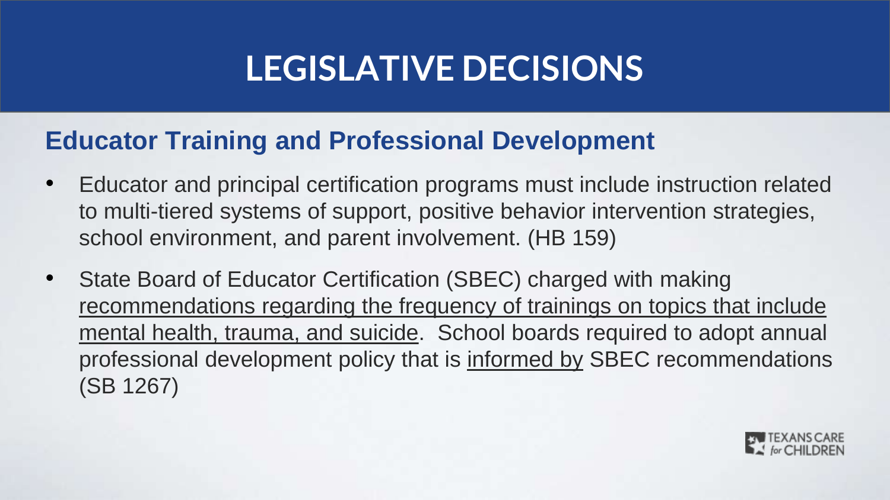# LEGISLATIVE DECISIONS

## Educator Training and Professional Development

- Educator and principal certification programs must include instruction related to multi-tiered systems of support, positive behavior intervention strategies, school environment, and parent involvement. (HB 159)
- State Board of Educator Certification (SBEC) charged with making recommendations regarding the frequency of trainings on topics that include mental health, trauma, and suicide. School boards required to adopt annual professional development policy that is informed by SBEC recommendations (SB 1267)

TEXANS CARE for CHILDREN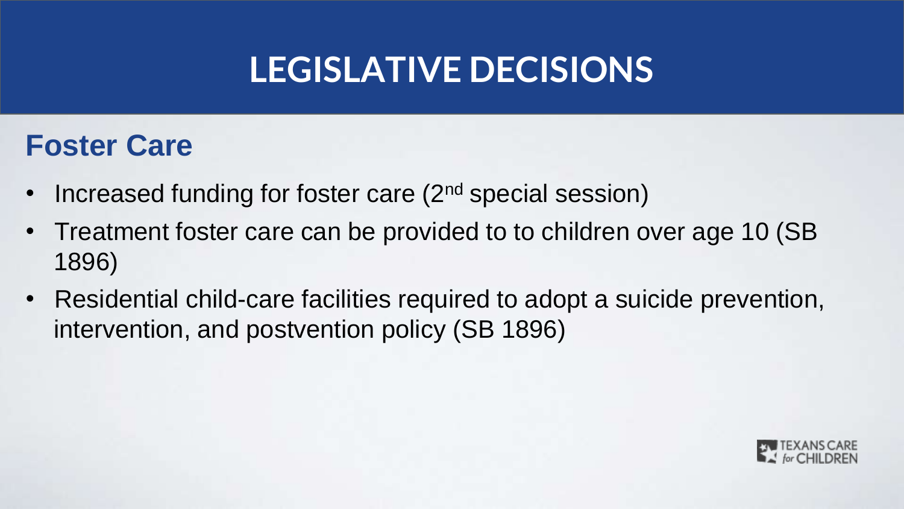# LEGISLATIVE DECISIONS

## Foster Care

- Increased funding for foster care (2nd special session)
- Treatment foster care can be provided to to children over age 10 (SB 1896)
- Residential child-care facilities required to adopt a suicide prevention, intervention, and postvention policy (SB 1896)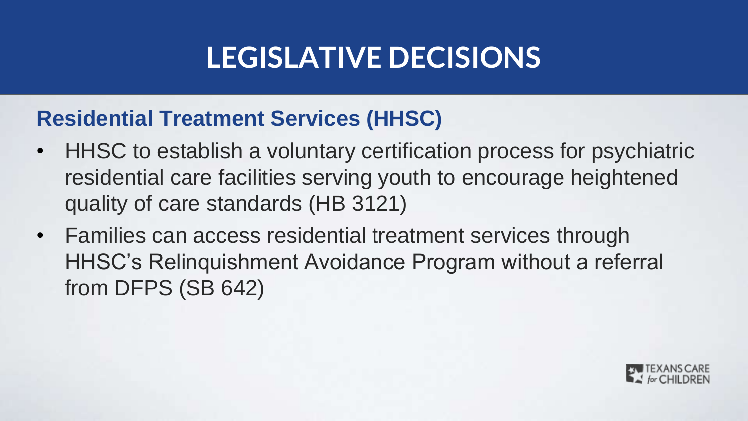# LEGISLATIVE DECISIONS

## Residential Treatment Services (HHSC)

- HHSC to establish a voluntary certification process for psychiatric residential care facilities serving youth to encourage heightened quality of care standards (HB 3121)
- Families can access residential treatment services through HHSC's Relinquishment Avoidance Program without a referral from DFPS (SB 642)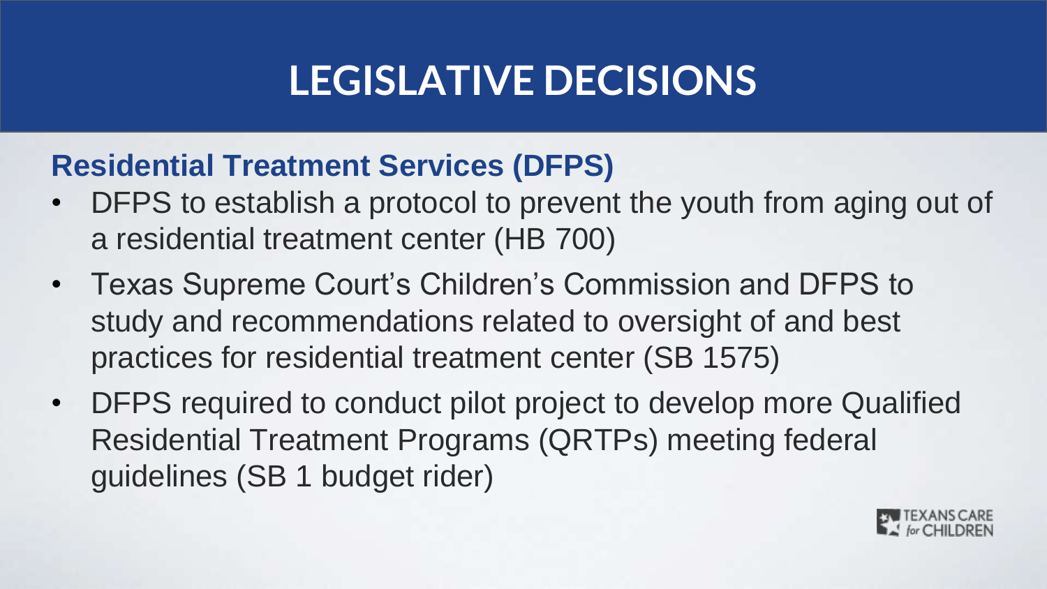# LEGISLATIVE DECISIONS

## Residential Treatment Services (DFPS)

- DFPS to establish a protocol to prevent the youth from aging out of a residential treatment center (HB 700)
- Texas Supreme Court's Children's Commission and DFPS to study and recommendations related to oversight of and best practices for residential treatment center (SB 1575)
- DFPS required to conduct pilot project to develop more Qualified Residential Treatment Programs (QRTPs) meeting federal guidelines (SB 1 budget rider)

TEXANS CARE for CHILDREN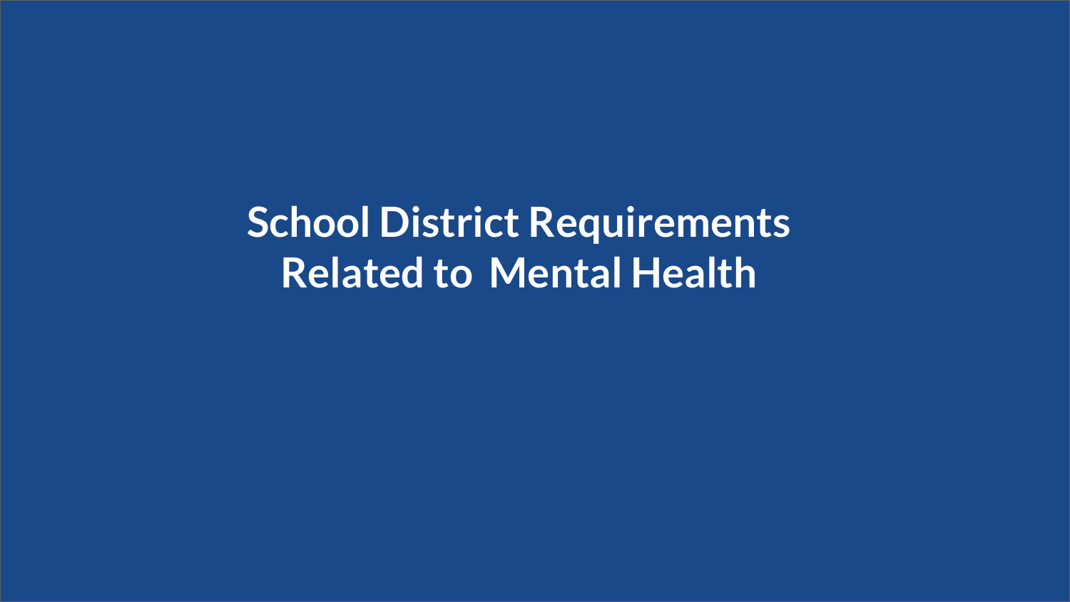# School District Requirements Related to Mental Health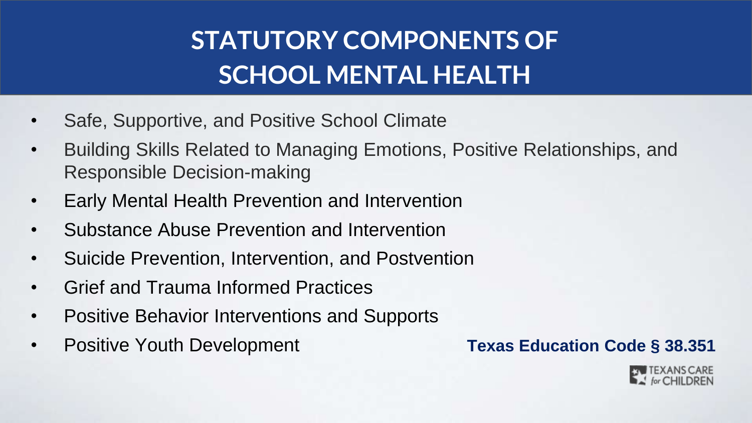# STATUTORY COMPONENTS OF SCHOOL MENTAL HEALTH

- Safe, Supportive, and Positive School Climate
- Building Skills Related to Managing Emotions, Positive Relationships, and Responsible Decision-making
- Early Mental Health Prevention and Intervention
- Substance Abuse Prevention and Intervention
- Suicide Prevention, Intervention, and Postvention
- Grief and Trauma Informed Practices
- Positive Behavior Interventions and Supports
- Positive Youth Development

**Texas Education Code § 38.351**

TEXANS CARE for CHILDREN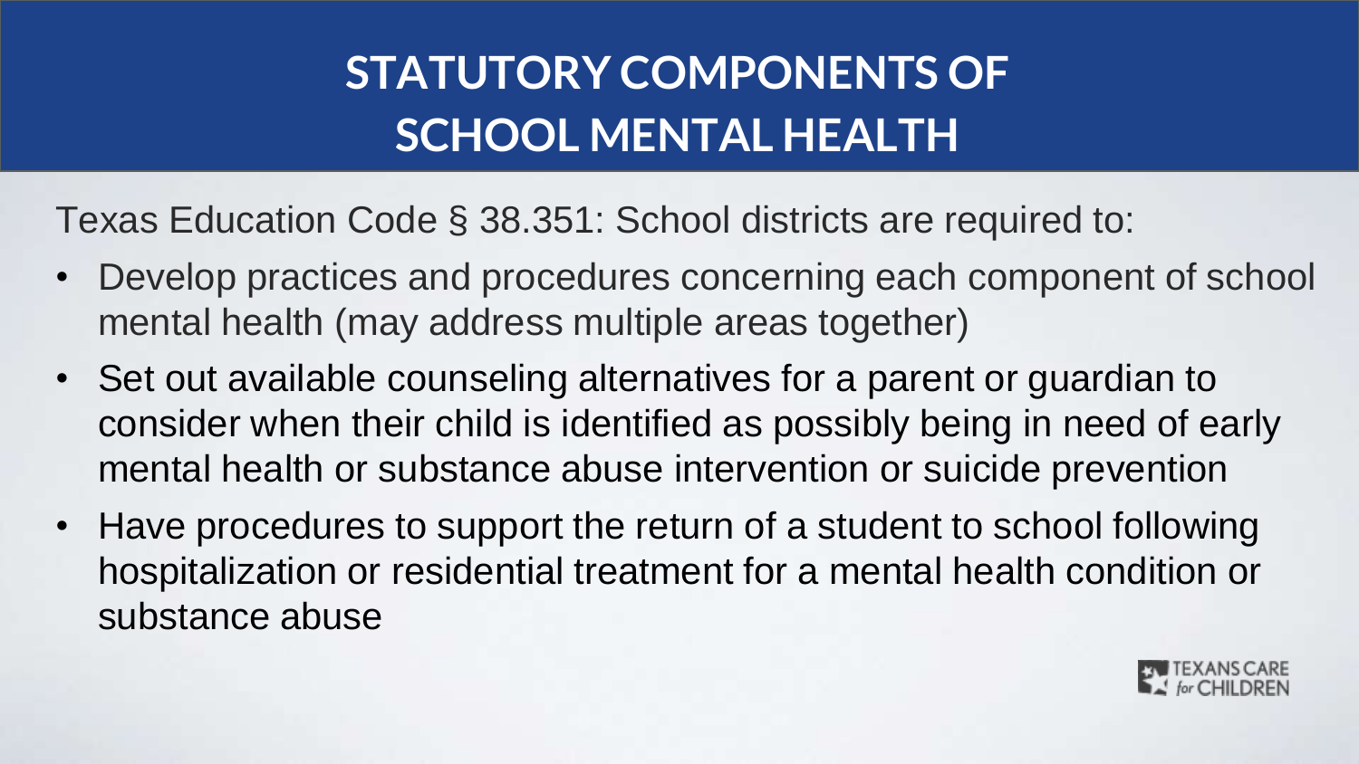# STATUTORY COMPONENTS OF SCHOOL MENTAL HEALTH

Texas Education Code § 38.351: School districts are required to:

- Develop practices and procedures concerning each component of school mental health (may address multiple areas together)
- Set out available counseling alternatives for a parent or guardian to consider when their child is identified as possibly being in need of early mental health or substance abuse intervention or suicide prevention
- Have procedures to support the return of a student to school following hospitalization or residential treatment for a mental health condition or substance abuse

TEXANS CARE for CHILDREN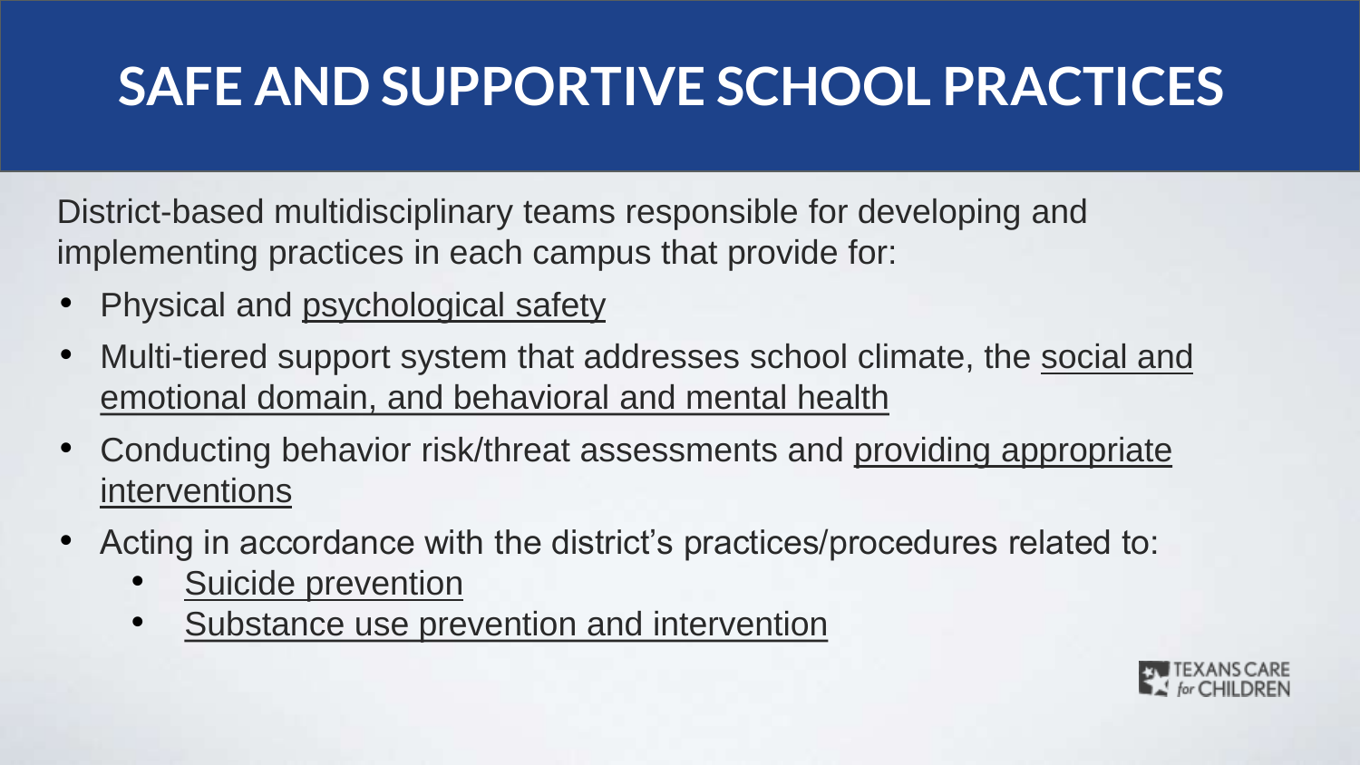# SAFE AND SUPPORTIVE SCHOOL PRACTICES

District-based multidisciplinary teams responsible for developing and implementing practices in each campus that provide for:

- Physical and psychological safety
- Multi-tiered support system that addresses school climate, the social and emotional domain, and behavioral and mental health
- Conducting behavior risk/threat assessments and providing appropriate interventions
- Acting in accordance with the district's practices/procedures related to:
  - Suicide prevention
  - Substance use prevention and intervention

TEXANS CARE for CHILDREN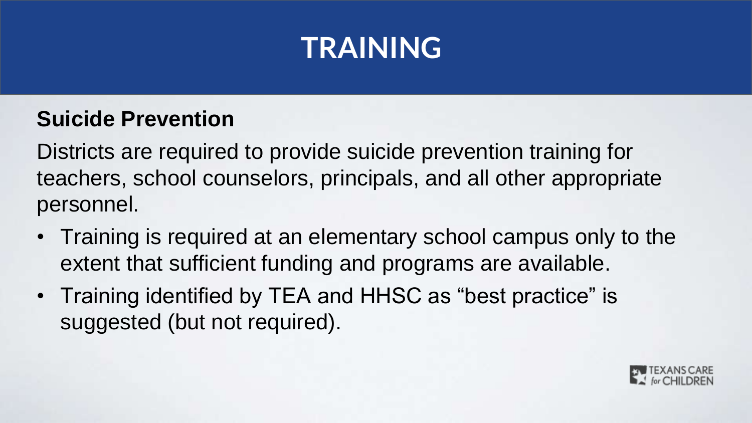# TRAINING

## Suicide Prevention

Districts are required to provide suicide prevention training for teachers, school counselors, principals, and all other appropriate personnel.

- Training is required at an elementary school campus only to the extent that sufficient funding and programs are available.
- Training identified by TEA and HHSC as "best practice" is suggested (but not required).

TEXANS CARE for CHILDREN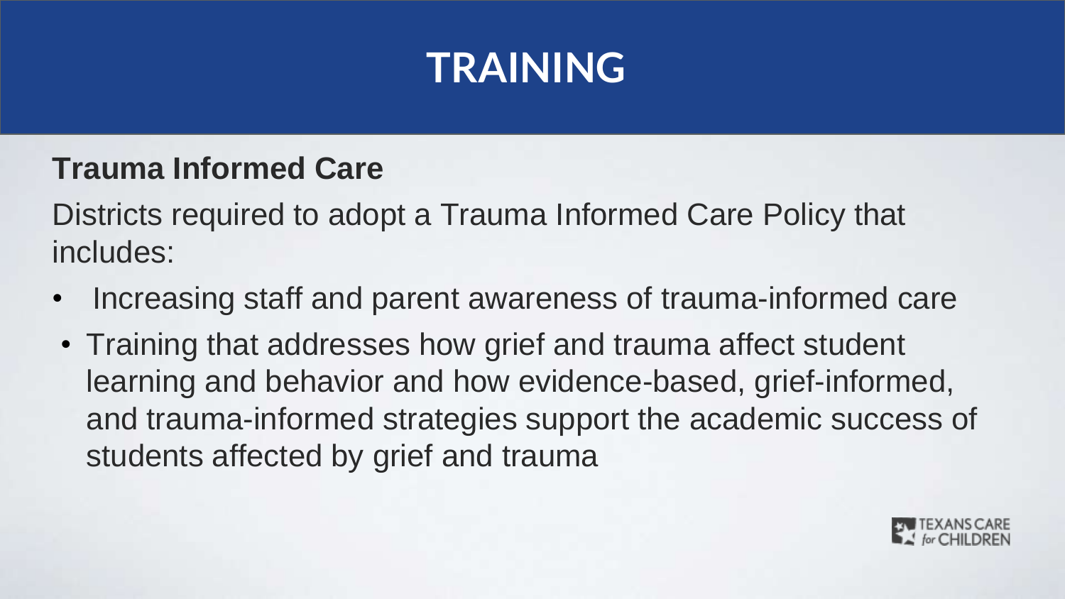# TRAINING

**Trauma Informed Care**

Districts required to adopt a Trauma Informed Care Policy that includes:

- Increasing staff and parent awareness of trauma-informed care
- Training that addresses how grief and trauma affect student learning and behavior and how evidence-based, grief-informed, and trauma-informed strategies support the academic success of students affected by grief and trauma

TEXANS CARE for CHILDREN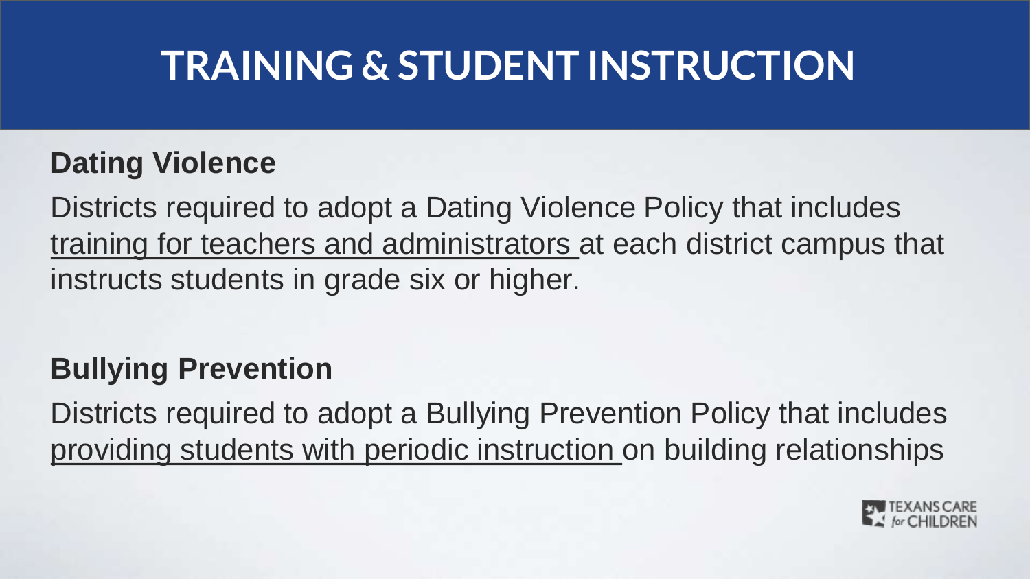# TRAINING & STUDENT INSTRUCTION

**Dating Violence**

Districts required to adopt a Dating Violence Policy that includes <u>training for teachers and administrators</u> at each district campus that instructs students in grade six or higher.

**Bullying Prevention**

Districts required to adopt a Bullying Prevention Policy that includes <u>providing students with periodic instruction</u> on building relationships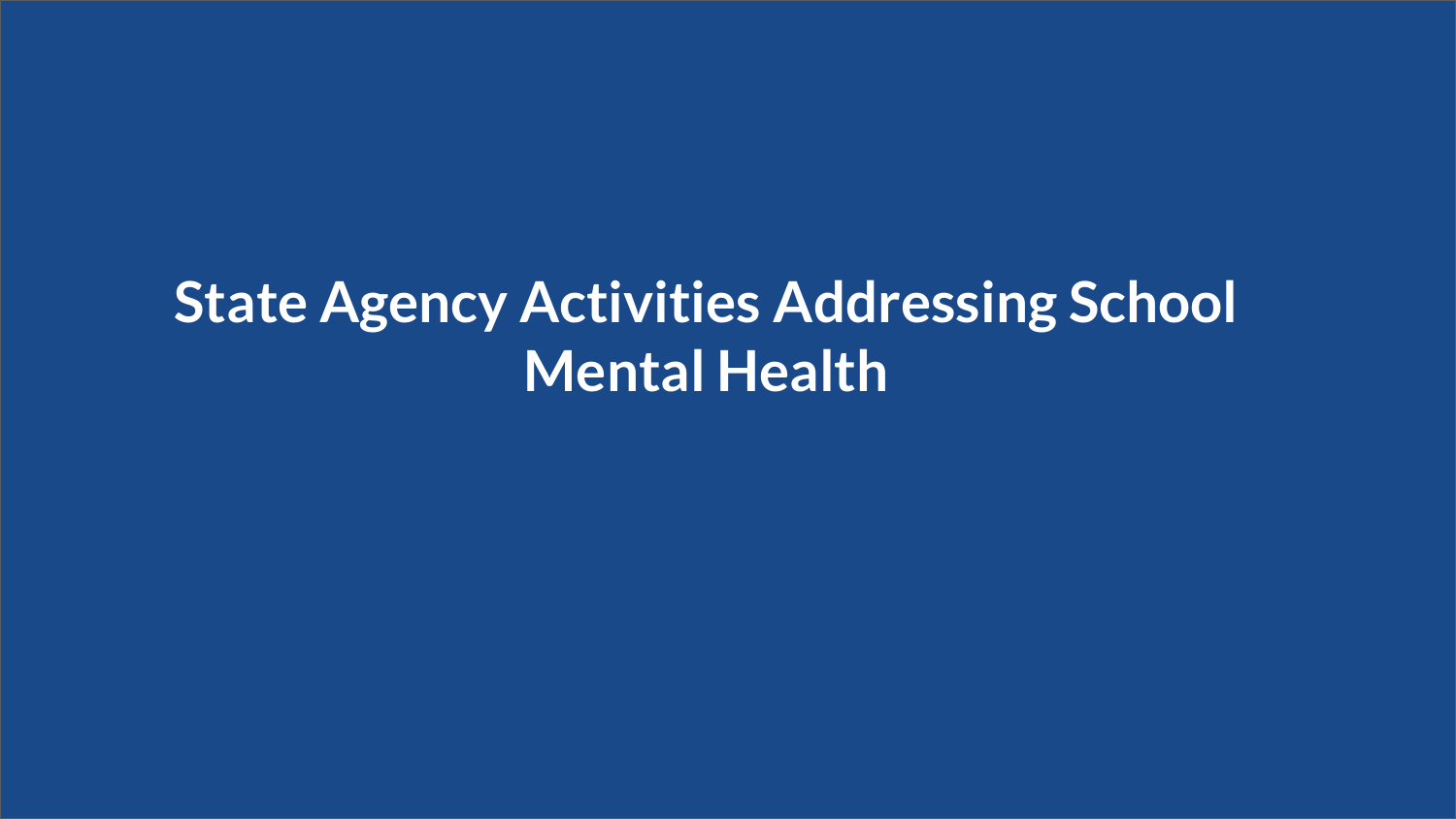# State Agency Activities Addressing School Mental Health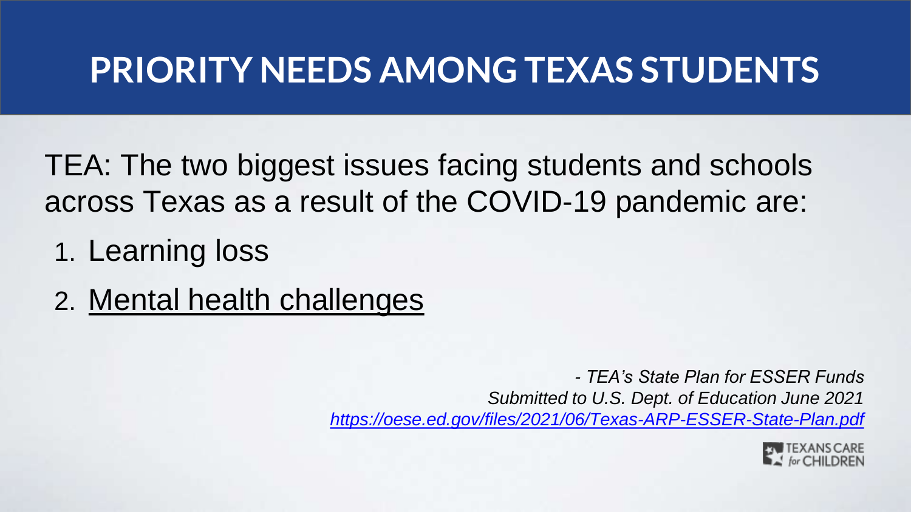# PRIORITY NEEDS AMONG TEXAS STUDENTS

TEA: The two biggest issues facing students and schools across Texas as a result of the COVID-19 pandemic are:

1. Learning loss
2. Mental health challenges

*- TEA's State Plan for ESSER Funds*
*Submitted to U.S. Dept. of Education June 2021*
*https://oese.ed.gov/files/2021/06/Texas-ARP-ESSER-State-Plan.pdf*

TEXANS CARE for CHILDREN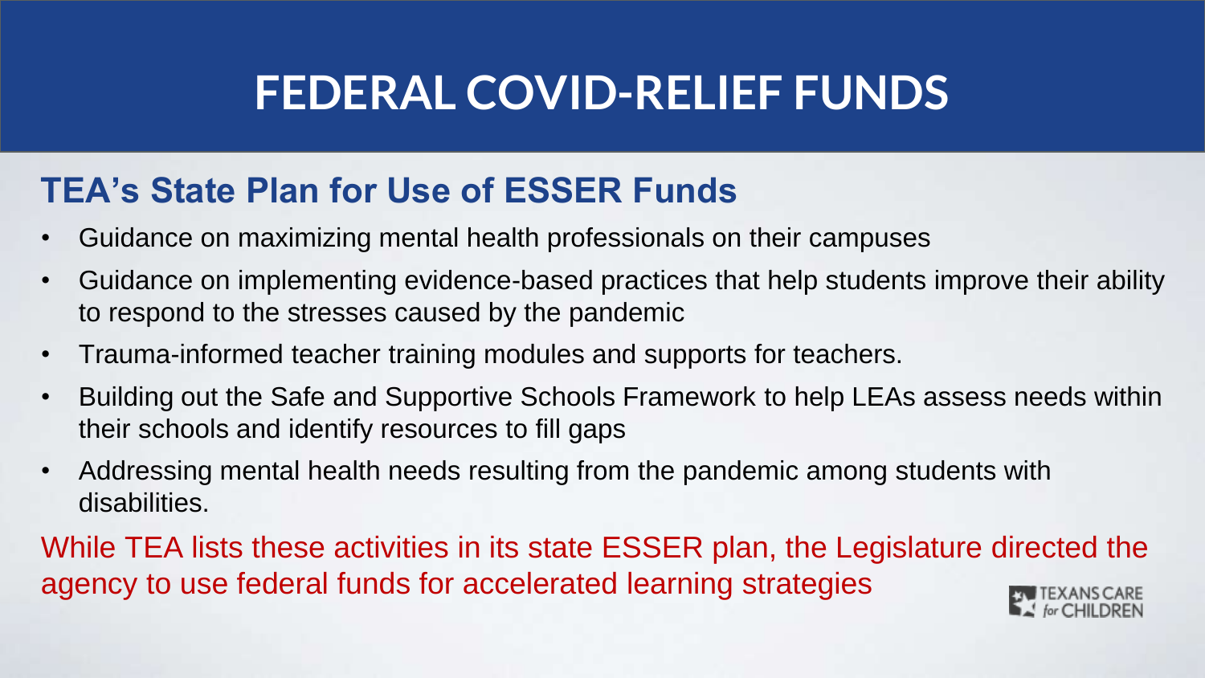# FEDERAL COVID-RELIEF FUNDS

## TEA's State Plan for Use of ESSER Funds

- Guidance on maximizing mental health professionals on their campuses
- Guidance on implementing evidence-based practices that help students improve their ability to respond to the stresses caused by the pandemic
- Trauma-informed teacher training modules and supports for teachers.
- Building out the Safe and Supportive Schools Framework to help LEAs assess needs within their schools and identify resources to fill gaps
- Addressing mental health needs resulting from the pandemic among students with disabilities.

While TEA lists these activities in its state ESSER plan, the Legislature directed the agency to use federal funds for accelerated learning strategies

TEXANS CARE for CHILDREN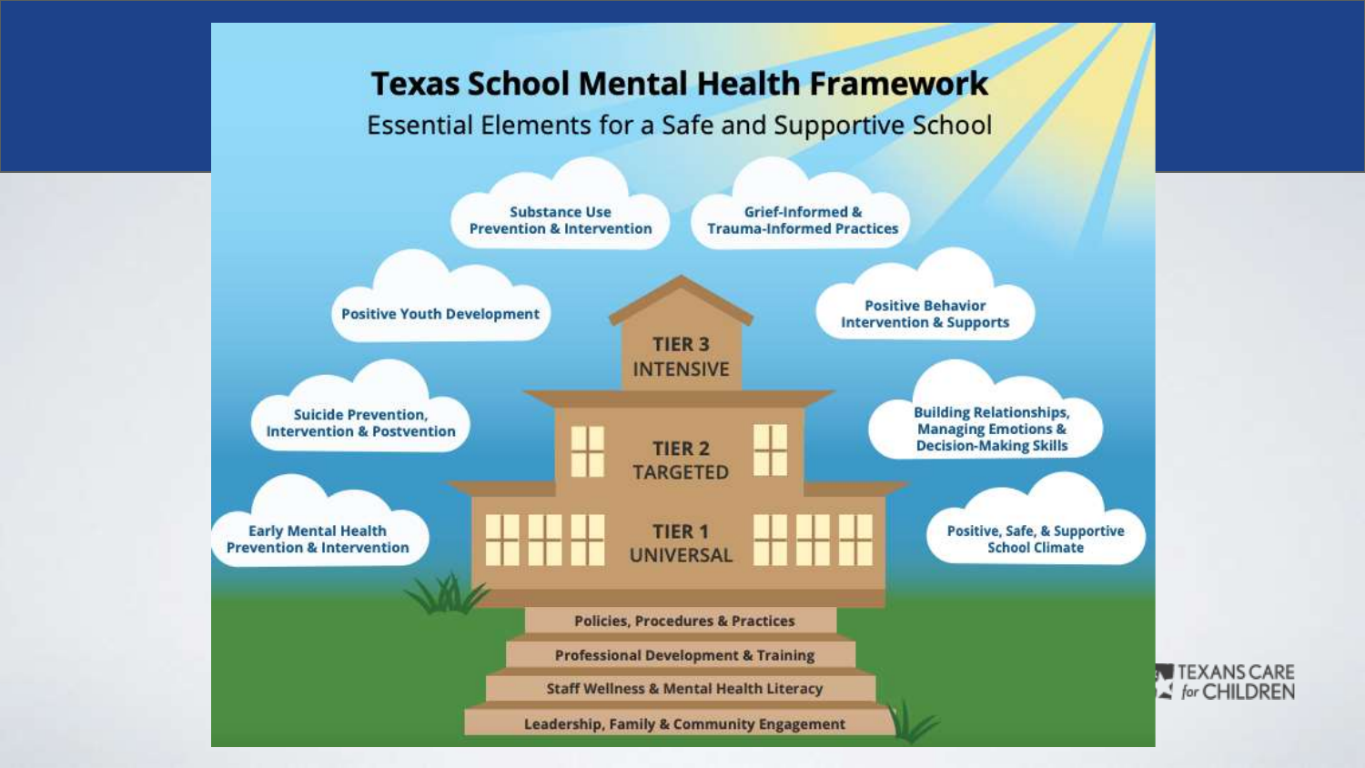# Texas School Mental Health Framework

Essential Elements for a Safe and Supportive School

- Substance Use Prevention & Intervention
- Grief-Informed & Trauma-Informed Practices
- Positive Youth Development
- Positive Behavior Intervention & Supports
- Suicide Prevention, Intervention & Postvention
- Building Relationships, Managing Emotions & Decision-Making Skills
- Early Mental Health Prevention & Intervention
- Positive, Safe, & Supportive School Climate

**TIER 3** INTENSIVE

**TIER 2** TARGETED

**TIER 1** UNIVERSAL

- Policies, Procedures & Practices
- Professional Development & Training
- Staff Wellness & Mental Health Literacy
- Leadership, Family & Community Engagement

TEXANS CARE for CHILDREN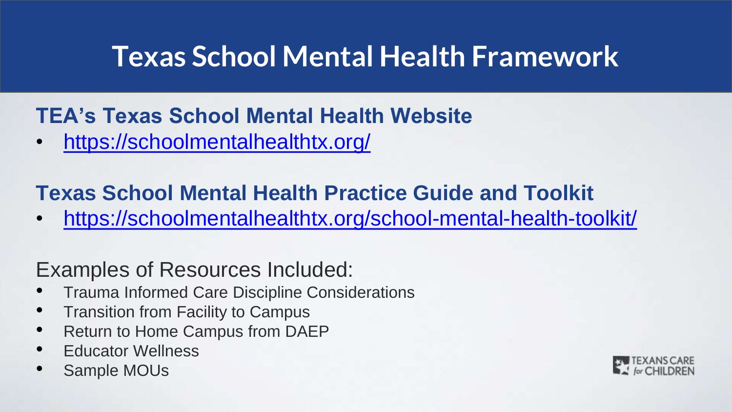# Texas School Mental Health Framework

## TEA's Texas School Mental Health Website

- https://schoolmentalhealthtx.org/

## Texas School Mental Health Practice Guide and Toolkit

- https://schoolmentalhealthtx.org/school-mental-health-toolkit/

Examples of Resources Included:

- Trauma Informed Care Discipline Considerations
- Transition from Facility to Campus
- Return to Home Campus from DAEP
- Educator Wellness
- Sample MOUs

TEXANS CARE for CHILDREN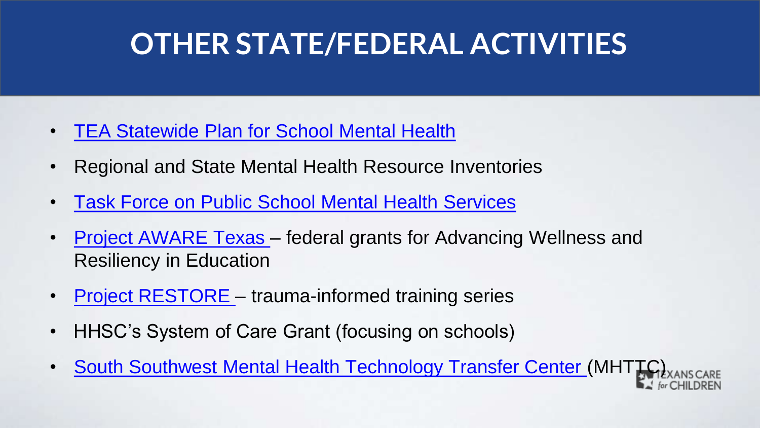# OTHER STATE/FEDERAL ACTIVITIES

- TEA Statewide Plan for School Mental Health
- Regional and State Mental Health Resource Inventories
- Task Force on Public School Mental Health Services
- Project AWARE Texas – federal grants for Advancing Wellness and Resiliency in Education
- Project RESTORE – trauma-informed training series
- HHSC's System of Care Grant (focusing on schools)
- South Southwest Mental Health Technology Transfer Center (MHTTC)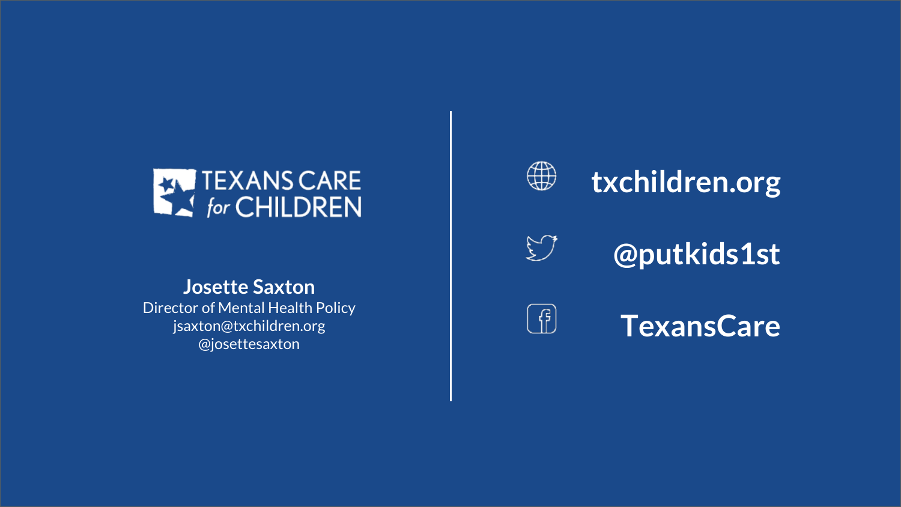TEXANS CARE for CHILDREN

**Josette Saxton**
Director of Mental Health Policy
jsaxton@txchildren.org
@josettesaxton

**txchildren.org**

**@putkids1st**

**TexansCare**